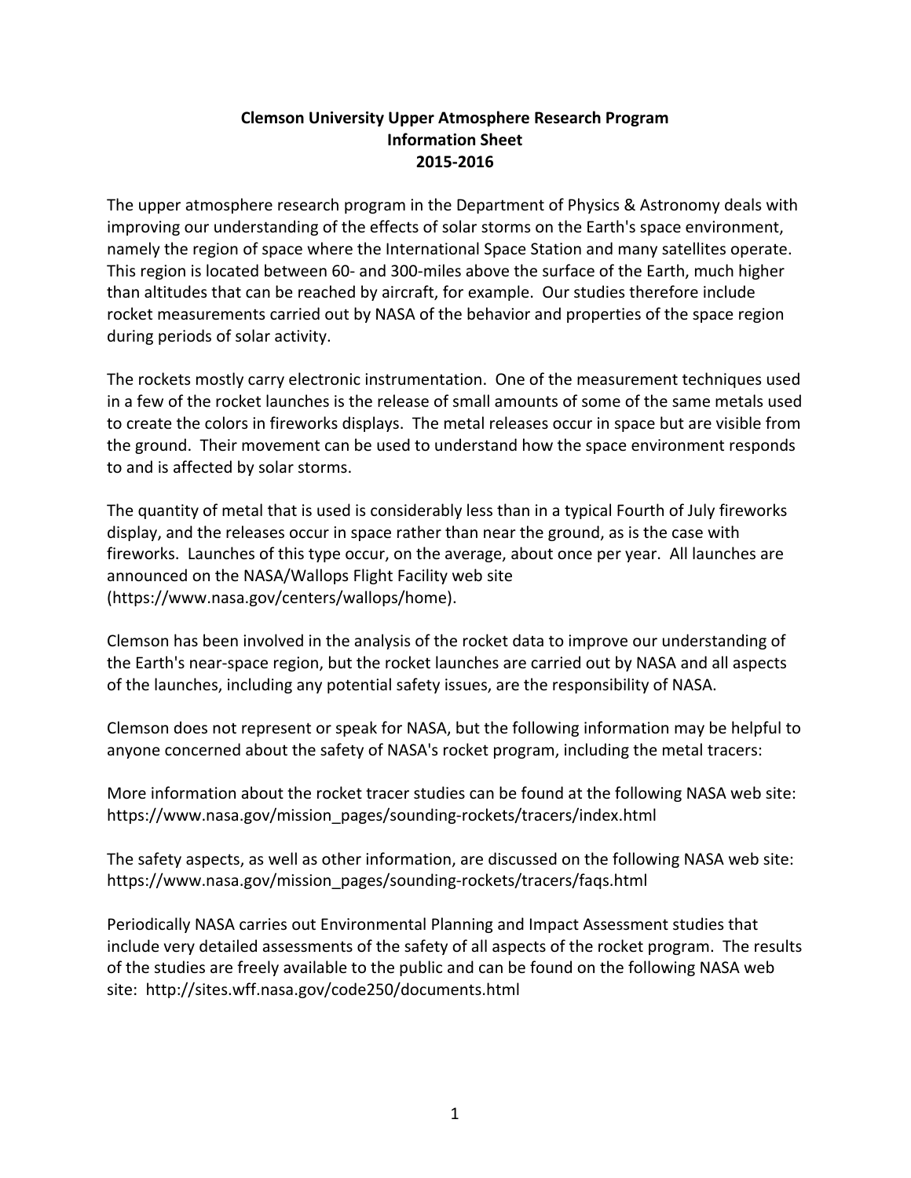# Clemson University Upper Atmosphere Research Program
## Information Sheet
## 2015-2016

The upper atmosphere research program in the Department of Physics & Astronomy deals with improving our understanding of the effects of solar storms on the Earth's space environment, namely the region of space where the International Space Station and many satellites operate. This region is located between 60- and 300-miles above the surface of the Earth, much higher than altitudes that can be reached by aircraft, for example. Our studies therefore include rocket measurements carried out by NASA of the behavior and properties of the space region during periods of solar activity.

The rockets mostly carry electronic instrumentation. One of the measurement techniques used in a few of the rocket launches is the release of small amounts of some of the same metals used to create the colors in fireworks displays. The metal releases occur in space but are visible from the ground. Their movement can be used to understand how the space environment responds to and is affected by solar storms.

The quantity of metal that is used is considerably less than in a typical Fourth of July fireworks display, and the releases occur in space rather than near the ground, as is the case with fireworks. Launches of this type occur, on the average, about once per year. All launches are announced on the NASA/Wallops Flight Facility web site (https://www.nasa.gov/centers/wallops/home).

Clemson has been involved in the analysis of the rocket data to improve our understanding of the Earth's near-space region, but the rocket launches are carried out by NASA and all aspects of the launches, including any potential safety issues, are the responsibility of NASA.

Clemson does not represent or speak for NASA, but the following information may be helpful to anyone concerned about the safety of NASA's rocket program, including the metal tracers:

More information about the rocket tracer studies can be found at the following NASA web site: https://www.nasa.gov/mission_pages/sounding-rockets/tracers/index.html

The safety aspects, as well as other information, are discussed on the following NASA web site: https://www.nasa.gov/mission_pages/sounding-rockets/tracers/faqs.html

Periodically NASA carries out Environmental Planning and Impact Assessment studies that include very detailed assessments of the safety of all aspects of the rocket program. The results of the studies are freely available to the public and can be found on the following NASA web site: http://sites.wff.nasa.gov/code250/documents.html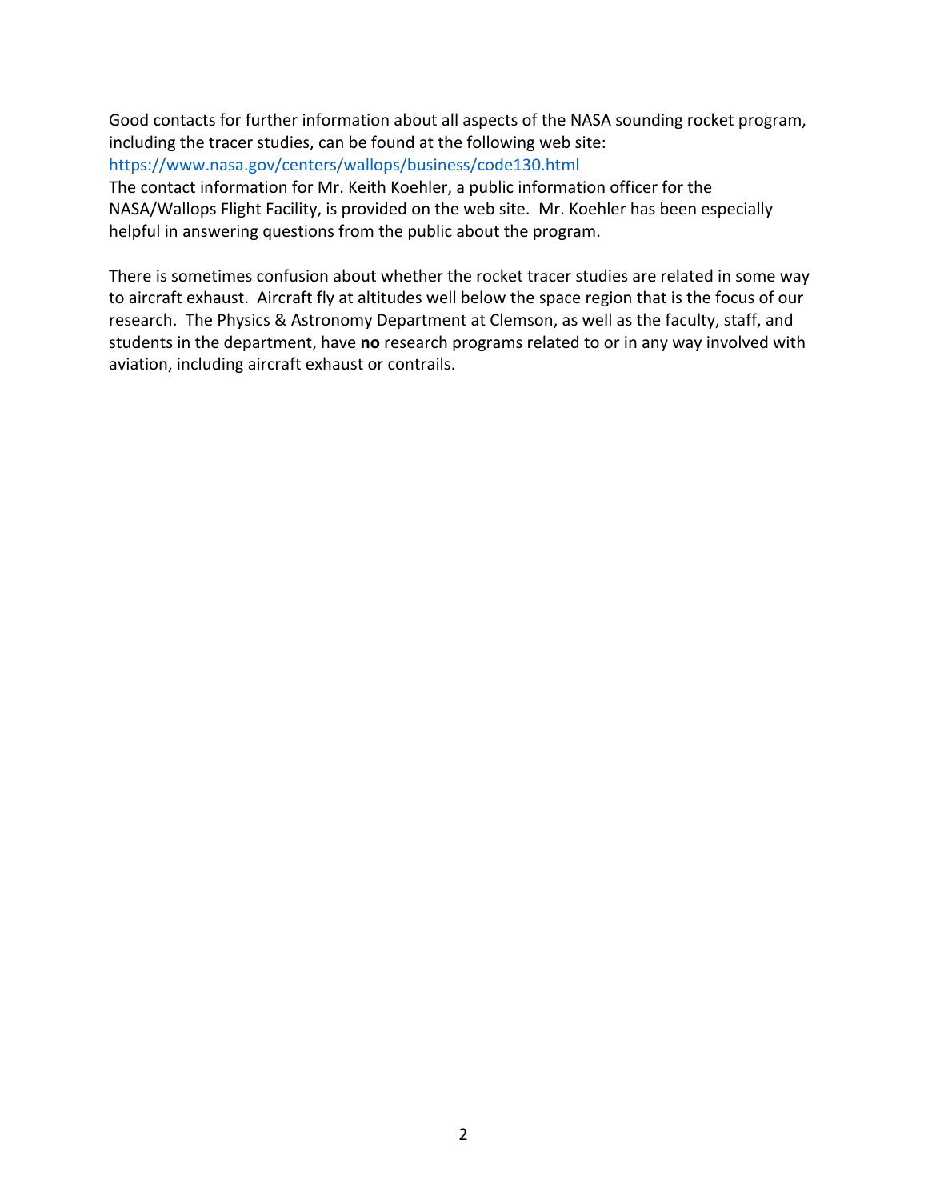Good contacts for further information about all aspects of the NASA sounding rocket program, including the tracer studies, can be found at the following web site: https://www.nasa.gov/centers/wallops/business/code130.html
The contact information for Mr. Keith Koehler, a public information officer for the NASA/Wallops Flight Facility, is provided on the web site. Mr. Koehler has been especially helpful in answering questions from the public about the program.

There is sometimes confusion about whether the rocket tracer studies are related in some way to aircraft exhaust. Aircraft fly at altitudes well below the space region that is the focus of our research. The Physics & Astronomy Department at Clemson, as well as the faculty, staff, and students in the department, have **no** research programs related to or in any way involved with aviation, including aircraft exhaust or contrails.